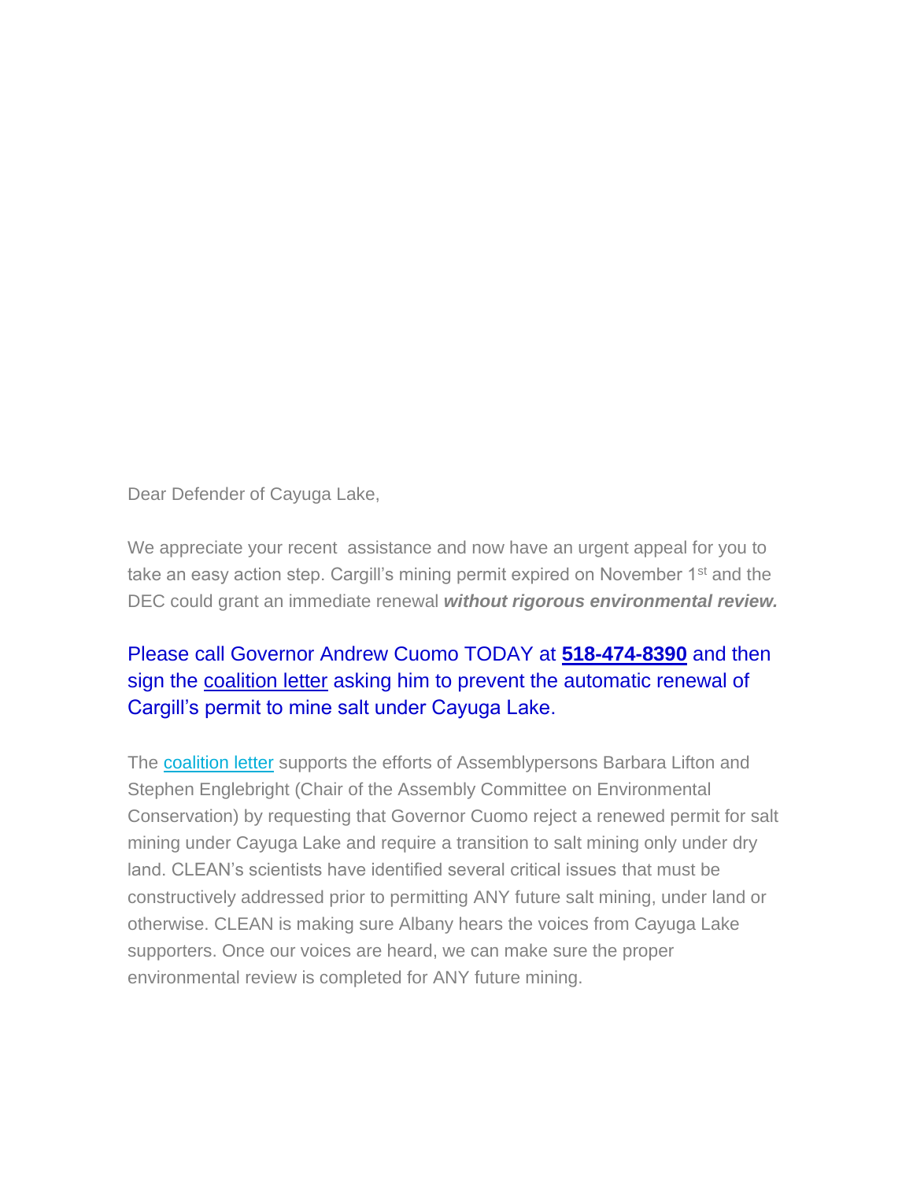Dear Defender of Cayuga Lake,

We appreciate your recent  assistance and now have an urgent appeal for you to take an easy action step. Cargill's mining permit expired on November 1st and the DEC could grant an immediate renewal ***without rigorous environmental review.***

Please call Governor Andrew Cuomo TODAY at **518-474-8390** and then sign the coalition letter asking him to prevent the automatic renewal of Cargill's permit to mine salt under Cayuga Lake.

The coalition letter supports the efforts of Assemblypersons Barbara Lifton and Stephen Englebright (Chair of the Assembly Committee on Environmental Conservation) by requesting that Governor Cuomo reject a renewed permit for salt mining under Cayuga Lake and require a transition to salt mining only under dry land. CLEAN's scientists have identified several critical issues that must be constructively addressed prior to permitting ANY future salt mining, under land or otherwise. CLEAN is making sure Albany hears the voices from Cayuga Lake supporters. Once our voices are heard, we can make sure the proper environmental review is completed for ANY future mining.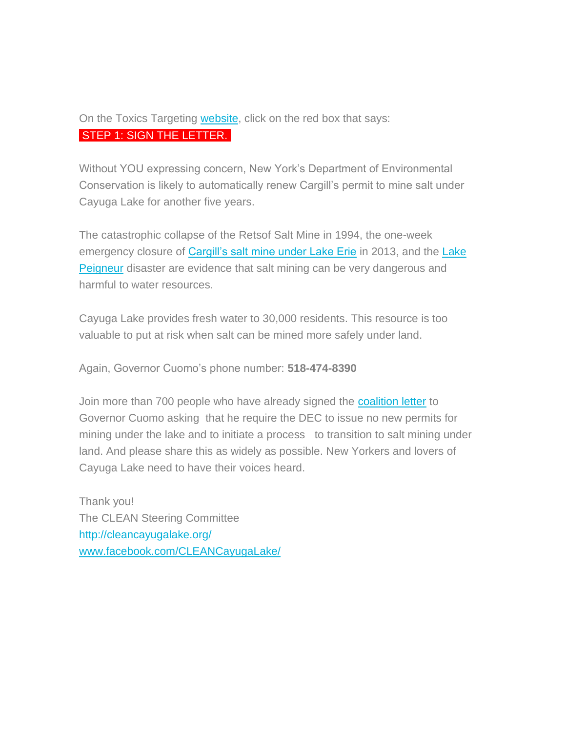On the Toxics Targeting website, click on the red box that says:
STEP 1: SIGN THE LETTER.

Without YOU expressing concern, New York's Department of Environmental Conservation is likely to automatically renew Cargill's permit to mine salt under Cayuga Lake for another five years.

The catastrophic collapse of the Retsof Salt Mine in 1994, the one-week emergency closure of Cargill's salt mine under Lake Erie in 2013, and the Lake Peigneur disaster are evidence that salt mining can be very dangerous and harmful to water resources.

Cayuga Lake provides fresh water to 30,000 residents. This resource is too valuable to put at risk when salt can be mined more safely under land.

Again, Governor Cuomo's phone number: **518-474-8390**

Join more than 700 people who have already signed the coalition letter to Governor Cuomo asking that he require the DEC to issue no new permits for mining under the lake and to initiate a process to transition to salt mining under land. And please share this as widely as possible. New Yorkers and lovers of Cayuga Lake need to have their voices heard.

Thank you!
The CLEAN Steering Committee
http://cleancayugalake.org/
www.facebook.com/CLEANCayugaLake/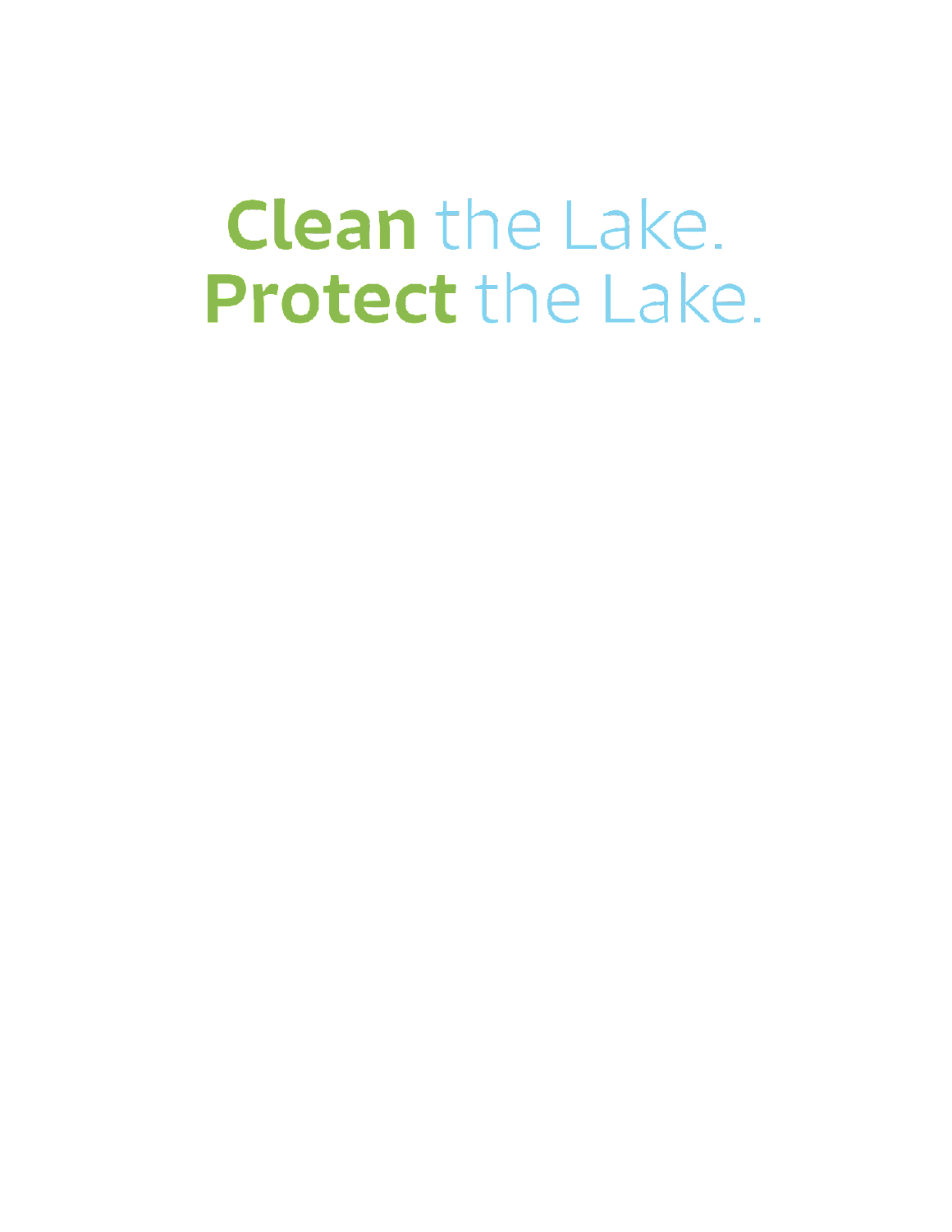**Clean** the Lake.

**Protect** the Lake.